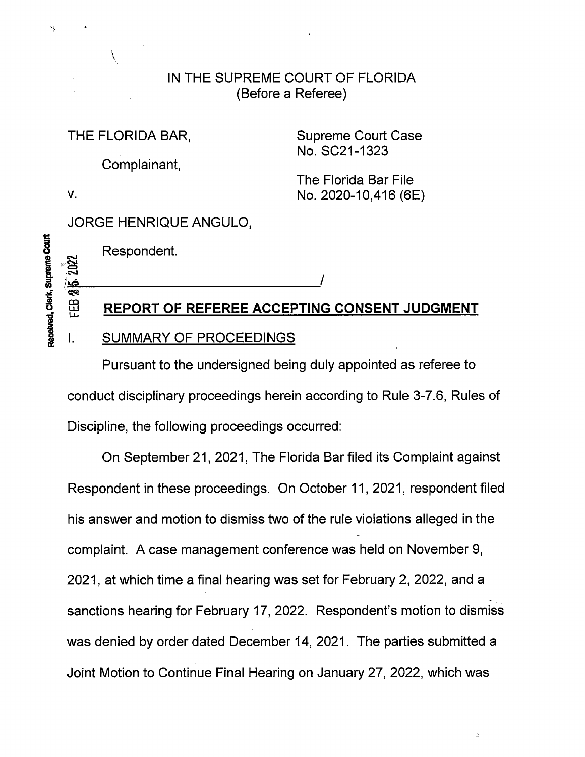IN THE SUPREME COURT OF FLORIDA
(Before a Referee)

THE FLORIDA BAR,

Complainant,

v.

JORGE HENRIQUE ANGULO,

Respondent.

Supreme Court Case No. SC21-1323

The Florida Bar File No. 2020-10,416 (6E)

______________________________/

## REPORT OF REFEREE ACCEPTING CONSENT JUDGMENT

### I. SUMMARY OF PROCEEDINGS

Pursuant to the undersigned being duly appointed as referee to conduct disciplinary proceedings herein according to Rule 3-7.6, Rules of Discipline, the following proceedings occurred:

On September 21, 2021, The Florida Bar filed its Complaint against Respondent in these proceedings. On October 11, 2021, respondent filed his answer and motion to dismiss two of the rule violations alleged in the complaint. A case management conference was held on November 9, 2021, at which time a final hearing was set for February 2, 2022, and a sanctions hearing for February 17, 2022. Respondent's motion to dismiss was denied by order dated December 14, 2021. The parties submitted a Joint Motion to Continue Final Hearing on January 27, 2022, which was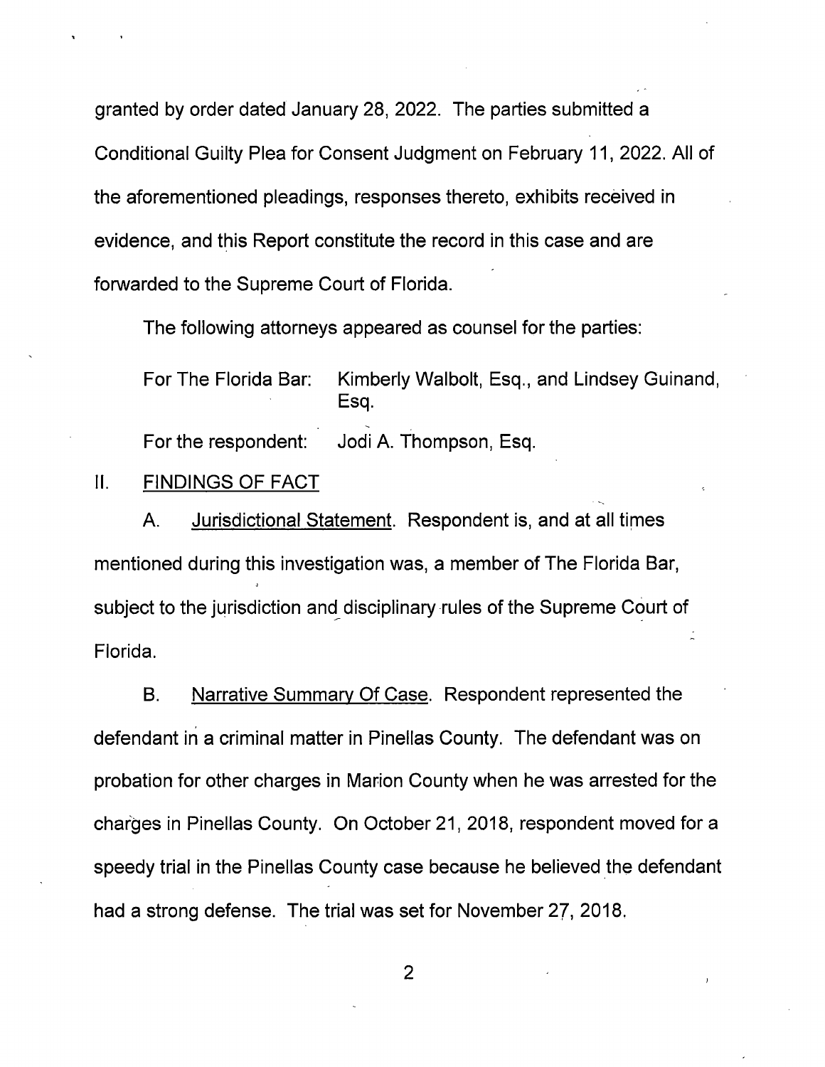granted by order dated January 28, 2022. The parties submitted a Conditional Guilty Plea for Consent Judgment on February 11, 2022. All of the aforementioned pleadings, responses thereto, exhibits received in evidence, and this Report constitute the record in this case and are forwarded to the Supreme Court of Florida.

The following attorneys appeared as counsel for the parties:

For The Florida Bar: Kimberly Walbolt, Esq., and Lindsey Guinand, Esq.

For the respondent: Jodi A. Thompson, Esq.

## II. FINDINGS OF FACT

A. Jurisdictional Statement. Respondent is, and at all times mentioned during this investigation was, a member of The Florida Bar, subject to the jurisdiction and disciplinary rules of the Supreme Court of Florida.

B. Narrative Summary Of Case. Respondent represented the defendant in a criminal matter in Pinellas County. The defendant was on probation for other charges in Marion County when he was arrested for the charges in Pinellas County. On October 21, 2018, respondent moved for a speedy trial in the Pinellas County case because he believed the defendant had a strong defense. The trial was set for November 27, 2018.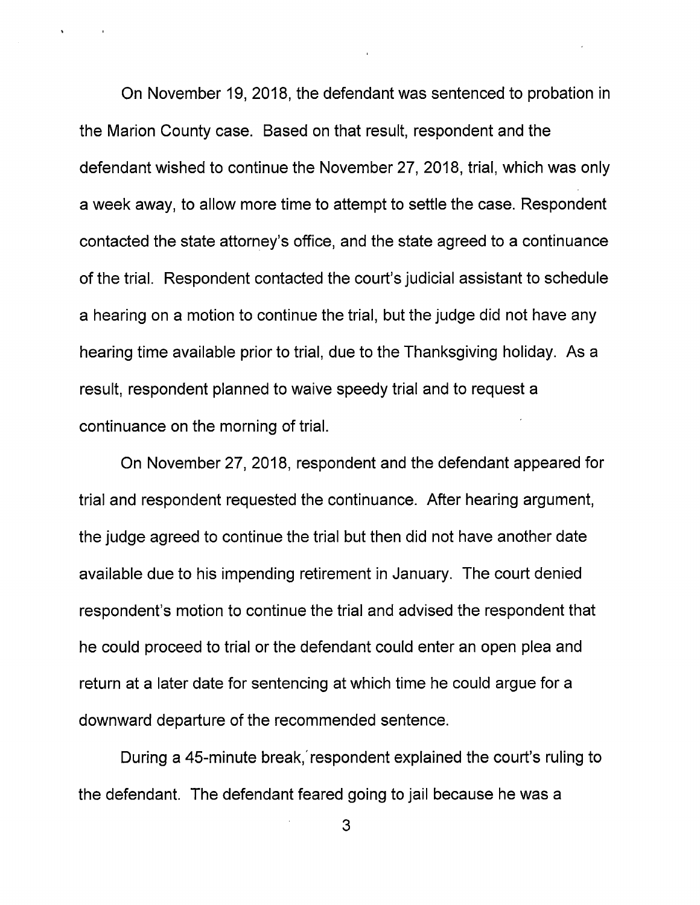On November 19, 2018, the defendant was sentenced to probation in the Marion County case. Based on that result, respondent and the defendant wished to continue the November 27, 2018, trial, which was only a week away, to allow more time to attempt to settle the case. Respondent contacted the state attorney's office, and the state agreed to a continuance of the trial. Respondent contacted the court's judicial assistant to schedule a hearing on a motion to continue the trial, but the judge did not have any hearing time available prior to trial, due to the Thanksgiving holiday. As a result, respondent planned to waive speedy trial and to request a continuance on the morning of trial.

On November 27, 2018, respondent and the defendant appeared for trial and respondent requested the continuance. After hearing argument, the judge agreed to continue the trial but then did not have another date available due to his impending retirement in January. The court denied respondent's motion to continue the trial and advised the respondent that he could proceed to trial or the defendant could enter an open plea and return at a later date for sentencing at which time he could argue for a downward departure of the recommended sentence.

During a 45-minute break, respondent explained the court's ruling to the defendant. The defendant feared going to jail because he was a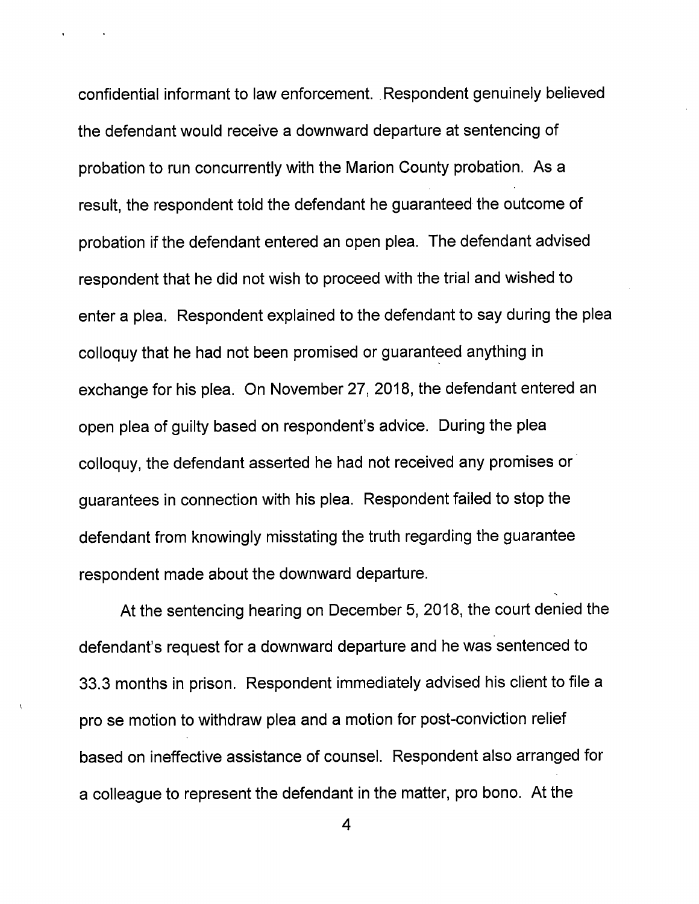confidential informant to law enforcement. Respondent genuinely believed the defendant would receive a downward departure at sentencing of probation to run concurrently with the Marion County probation. As a result, the respondent told the defendant he guaranteed the outcome of probation if the defendant entered an open plea. The defendant advised respondent that he did not wish to proceed with the trial and wished to enter a plea. Respondent explained to the defendant to say during the plea colloquy that he had not been promised or guaranteed anything in exchange for his plea. On November 27, 2018, the defendant entered an open plea of guilty based on respondent's advice. During the plea colloquy, the defendant asserted he had not received any promises or guarantees in connection with his plea. Respondent failed to stop the defendant from knowingly misstating the truth regarding the guarantee respondent made about the downward departure.

At the sentencing hearing on December 5, 2018, the court denied the defendant's request for a downward departure and he was sentenced to 33.3 months in prison. Respondent immediately advised his client to file a pro se motion to withdraw plea and a motion for post-conviction relief based on ineffective assistance of counsel. Respondent also arranged for a colleague to represent the defendant in the matter, pro bono. At the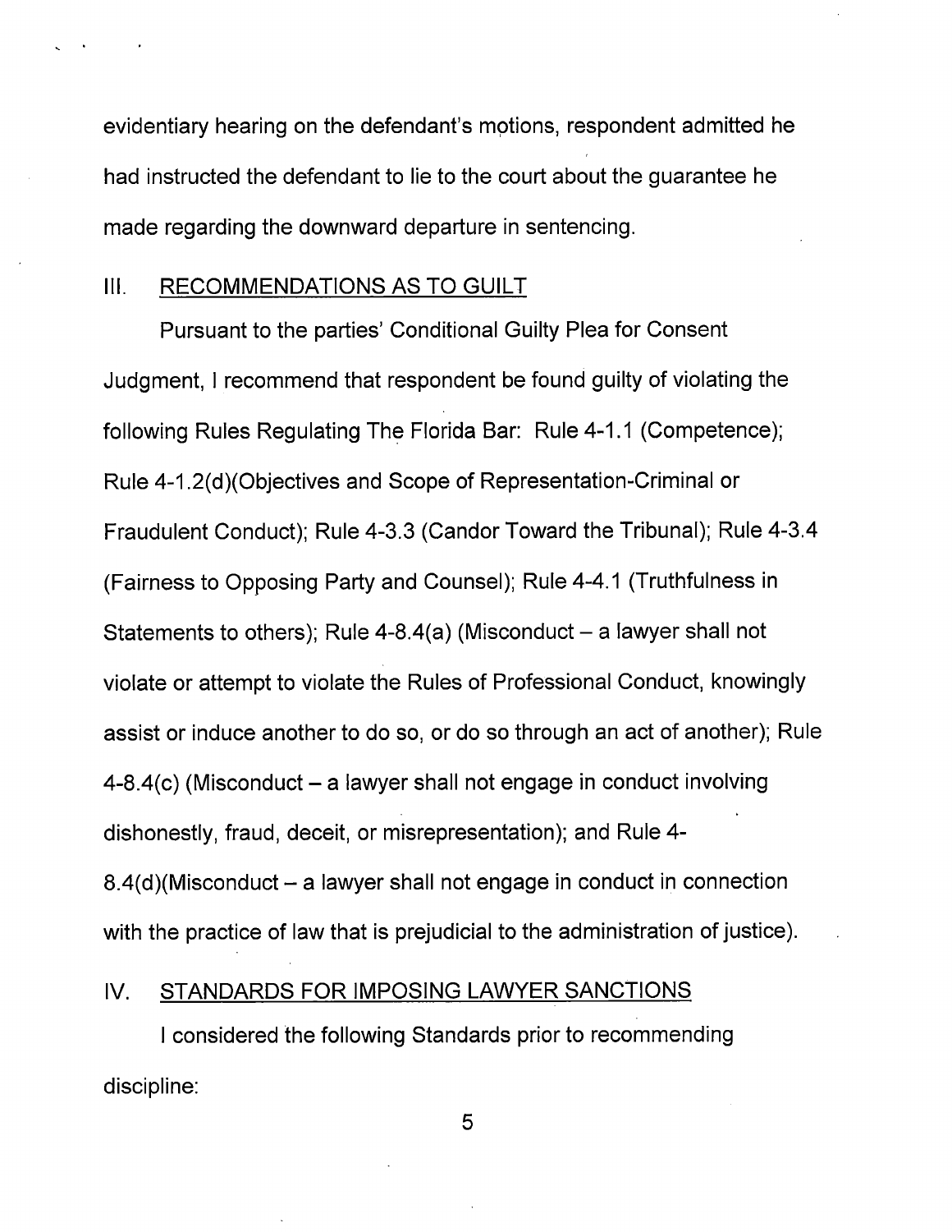evidentiary hearing on the defendant's motions, respondent admitted he had instructed the defendant to lie to the court about the guarantee he made regarding the downward departure in sentencing.

## III. RECOMMENDATIONS AS TO GUILT

Pursuant to the parties' Conditional Guilty Plea for Consent Judgment, I recommend that respondent be found guilty of violating the following Rules Regulating The Florida Bar: Rule 4-1.1 (Competence); Rule 4-1.2(d)(Objectives and Scope of Representation-Criminal or Fraudulent Conduct); Rule 4-3.3 (Candor Toward the Tribunal); Rule 4-3.4 (Fairness to Opposing Party and Counsel); Rule 4-4.1 (Truthfulness in Statements to others); Rule 4-8.4(a) (Misconduct – a lawyer shall not violate or attempt to violate the Rules of Professional Conduct, knowingly assist or induce another to do so, or do so through an act of another); Rule 4-8.4(c) (Misconduct – a lawyer shall not engage in conduct involving dishonestly, fraud, deceit, or misrepresentation); and Rule 4-8.4(d)(Misconduct – a lawyer shall not engage in conduct in connection with the practice of law that is prejudicial to the administration of justice).

## IV. STANDARDS FOR IMPOSING LAWYER SANCTIONS

I considered the following Standards prior to recommending discipline: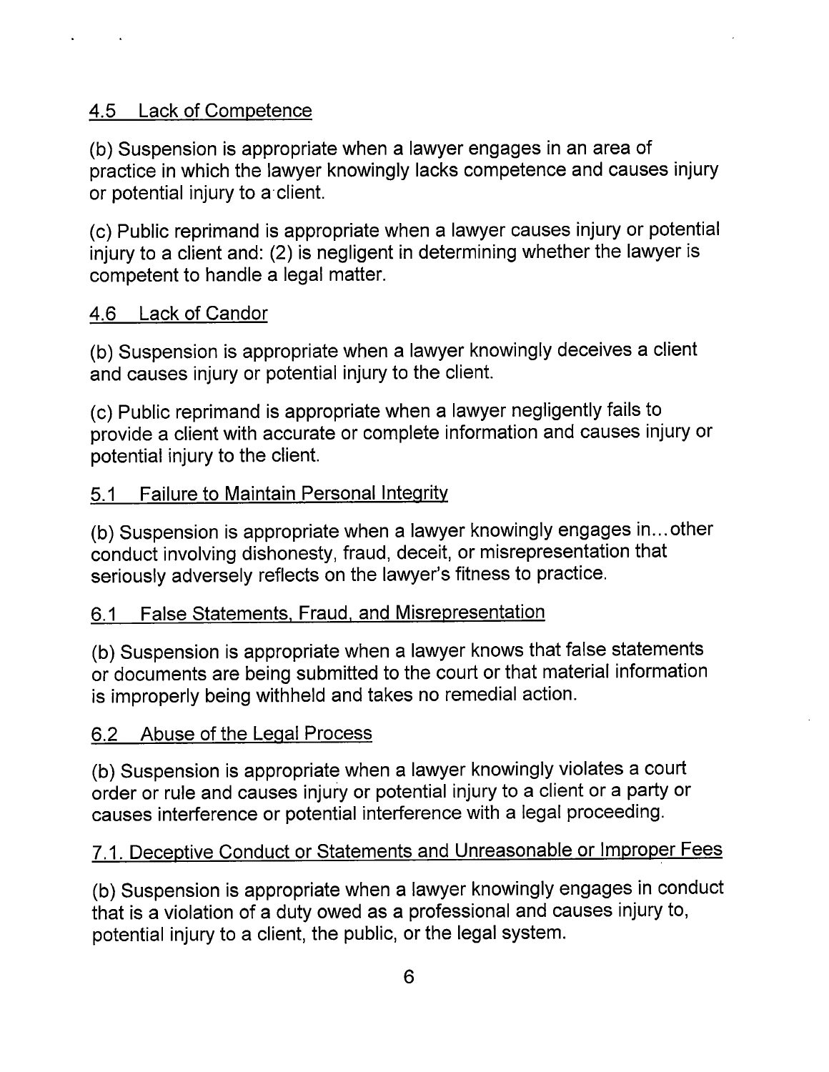4.5 Lack of Competence

(b) Suspension is appropriate when a lawyer engages in an area of practice in which the lawyer knowingly lacks competence and causes injury or potential injury to a client.

(c) Public reprimand is appropriate when a lawyer causes injury or potential injury to a client and: (2) is negligent in determining whether the lawyer is competent to handle a legal matter.

4.6 Lack of Candor

(b) Suspension is appropriate when a lawyer knowingly deceives a client and causes injury or potential injury to the client.

(c) Public reprimand is appropriate when a lawyer negligently fails to provide a client with accurate or complete information and causes injury or potential injury to the client.

5.1 Failure to Maintain Personal Integrity

(b) Suspension is appropriate when a lawyer knowingly engages in...other conduct involving dishonesty, fraud, deceit, or misrepresentation that seriously adversely reflects on the lawyer's fitness to practice.

6.1 False Statements, Fraud, and Misrepresentation

(b) Suspension is appropriate when a lawyer knows that false statements or documents are being submitted to the court or that material information is improperly being withheld and takes no remedial action.

6.2 Abuse of the Legal Process

(b) Suspension is appropriate when a lawyer knowingly violates a court order or rule and causes injury or potential injury to a client or a party or causes interference or potential interference with a legal proceeding.

7.1. Deceptive Conduct or Statements and Unreasonable or Improper Fees

(b) Suspension is appropriate when a lawyer knowingly engages in conduct that is a violation of a duty owed as a professional and causes injury to, potential injury to a client, the public, or the legal system.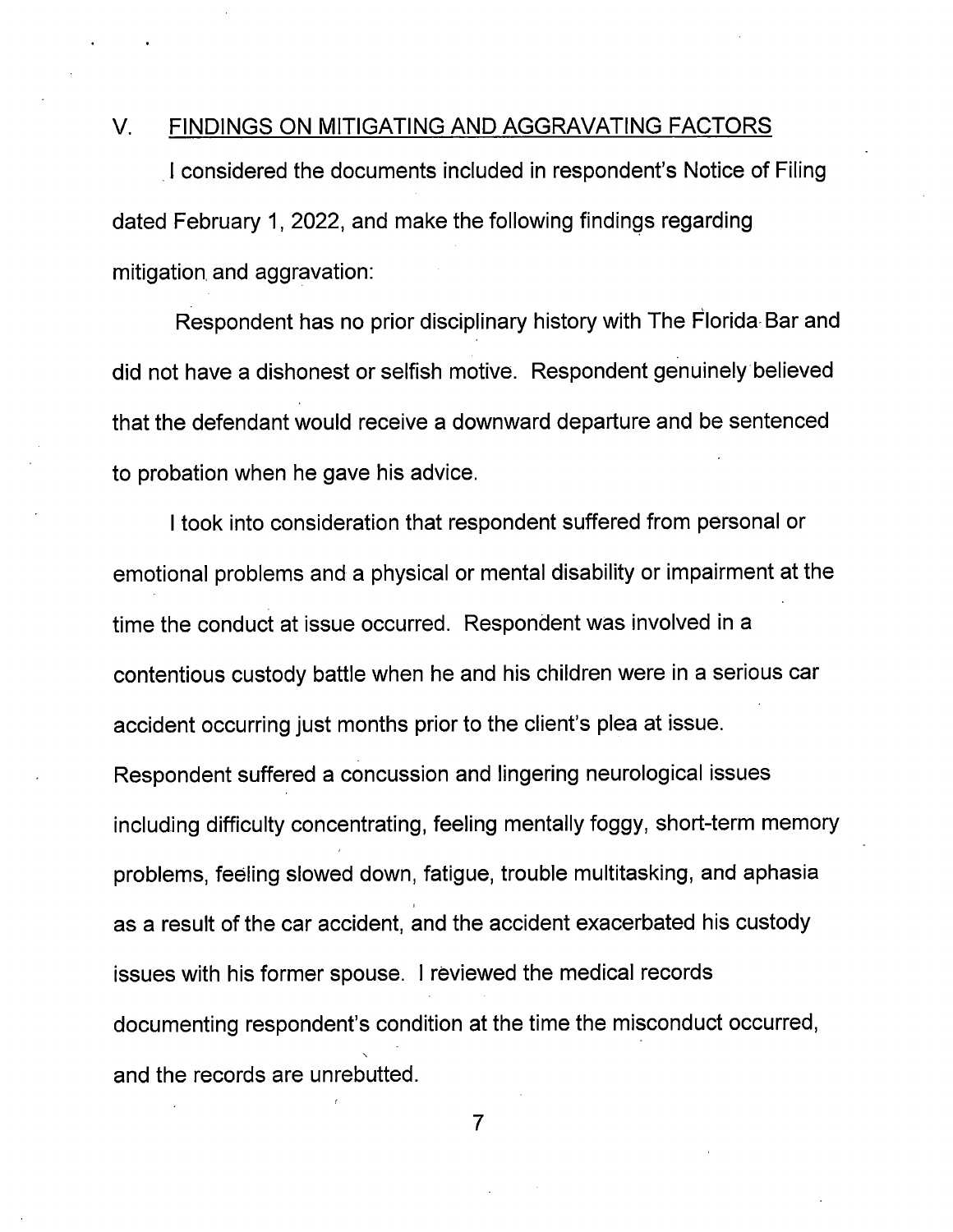## V. FINDINGS ON MITIGATING AND AGGRAVATING FACTORS

I considered the documents included in respondent's Notice of Filing dated February 1, 2022, and make the following findings regarding mitigation and aggravation:

Respondent has no prior disciplinary history with The Florida Bar and did not have a dishonest or selfish motive. Respondent genuinely believed that the defendant would receive a downward departure and be sentenced to probation when he gave his advice.

I took into consideration that respondent suffered from personal or emotional problems and a physical or mental disability or impairment at the time the conduct at issue occurred. Respondent was involved in a contentious custody battle when he and his children were in a serious car accident occurring just months prior to the client's plea at issue. Respondent suffered a concussion and lingering neurological issues including difficulty concentrating, feeling mentally foggy, short-term memory problems, feeling slowed down, fatigue, trouble multitasking, and aphasia as a result of the car accident, and the accident exacerbated his custody issues with his former spouse. I reviewed the medical records documenting respondent's condition at the time the misconduct occurred, and the records are unrebutted.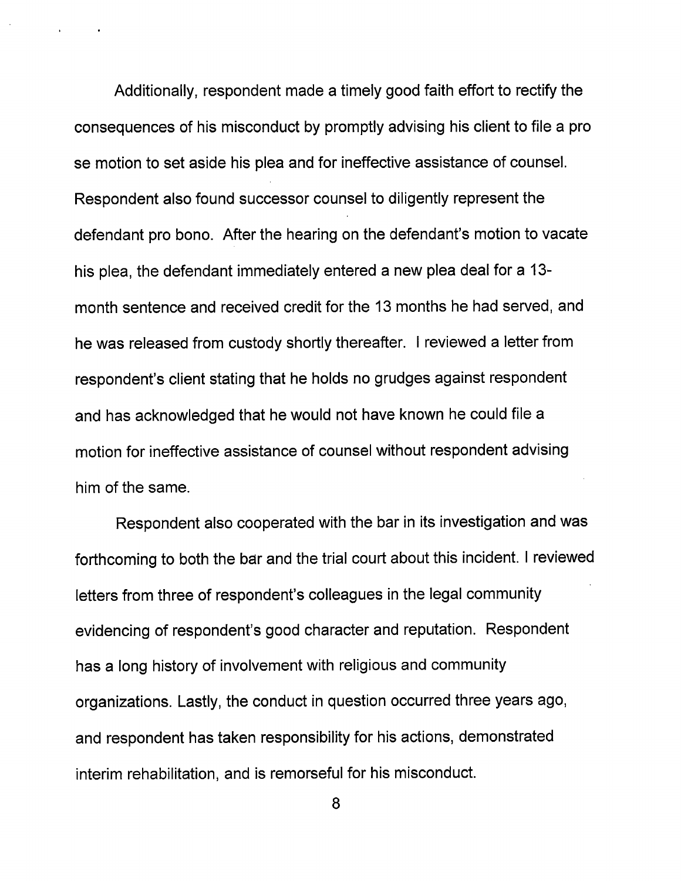Additionally, respondent made a timely good faith effort to rectify the consequences of his misconduct by promptly advising his client to file a pro se motion to set aside his plea and for ineffective assistance of counsel. Respondent also found successor counsel to diligently represent the defendant pro bono. After the hearing on the defendant's motion to vacate his plea, the defendant immediately entered a new plea deal for a 13-month sentence and received credit for the 13 months he had served, and he was released from custody shortly thereafter. I reviewed a letter from respondent's client stating that he holds no grudges against respondent and has acknowledged that he would not have known he could file a motion for ineffective assistance of counsel without respondent advising him of the same.

Respondent also cooperated with the bar in its investigation and was forthcoming to both the bar and the trial court about this incident. I reviewed letters from three of respondent's colleagues in the legal community evidencing of respondent's good character and reputation. Respondent has a long history of involvement with religious and community organizations. Lastly, the conduct in question occurred three years ago, and respondent has taken responsibility for his actions, demonstrated interim rehabilitation, and is remorseful for his misconduct.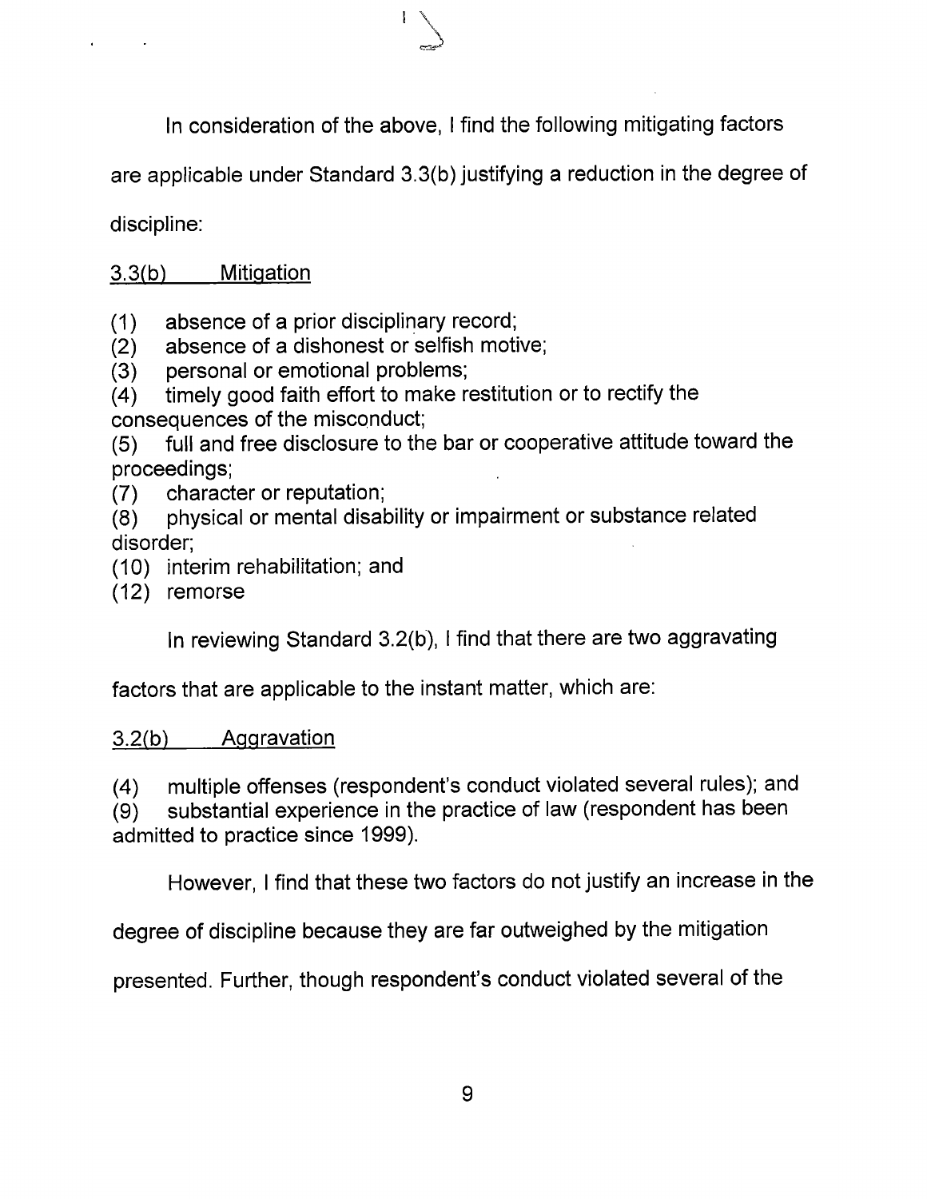In consideration of the above, I find the following mitigating factors are applicable under Standard 3.3(b) justifying a reduction in the degree of discipline:

3.3(b) Mitigation

(1) absence of a prior disciplinary record;
(2) absence of a dishonest or selfish motive;
(3) personal or emotional problems;
(4) timely good faith effort to make restitution or to rectify the consequences of the misconduct;
(5) full and free disclosure to the bar or cooperative attitude toward the proceedings;
(7) character or reputation;
(8) physical or mental disability or impairment or substance related disorder;
(10) interim rehabilitation; and
(12) remorse

In reviewing Standard 3.2(b), I find that there are two aggravating factors that are applicable to the instant matter, which are:

3.2(b) Aggravation

(4) multiple offenses (respondent's conduct violated several rules); and
(9) substantial experience in the practice of law (respondent has been admitted to practice since 1999).

However, I find that these two factors do not justify an increase in the degree of discipline because they are far outweighed by the mitigation presented. Further, though respondent's conduct violated several of the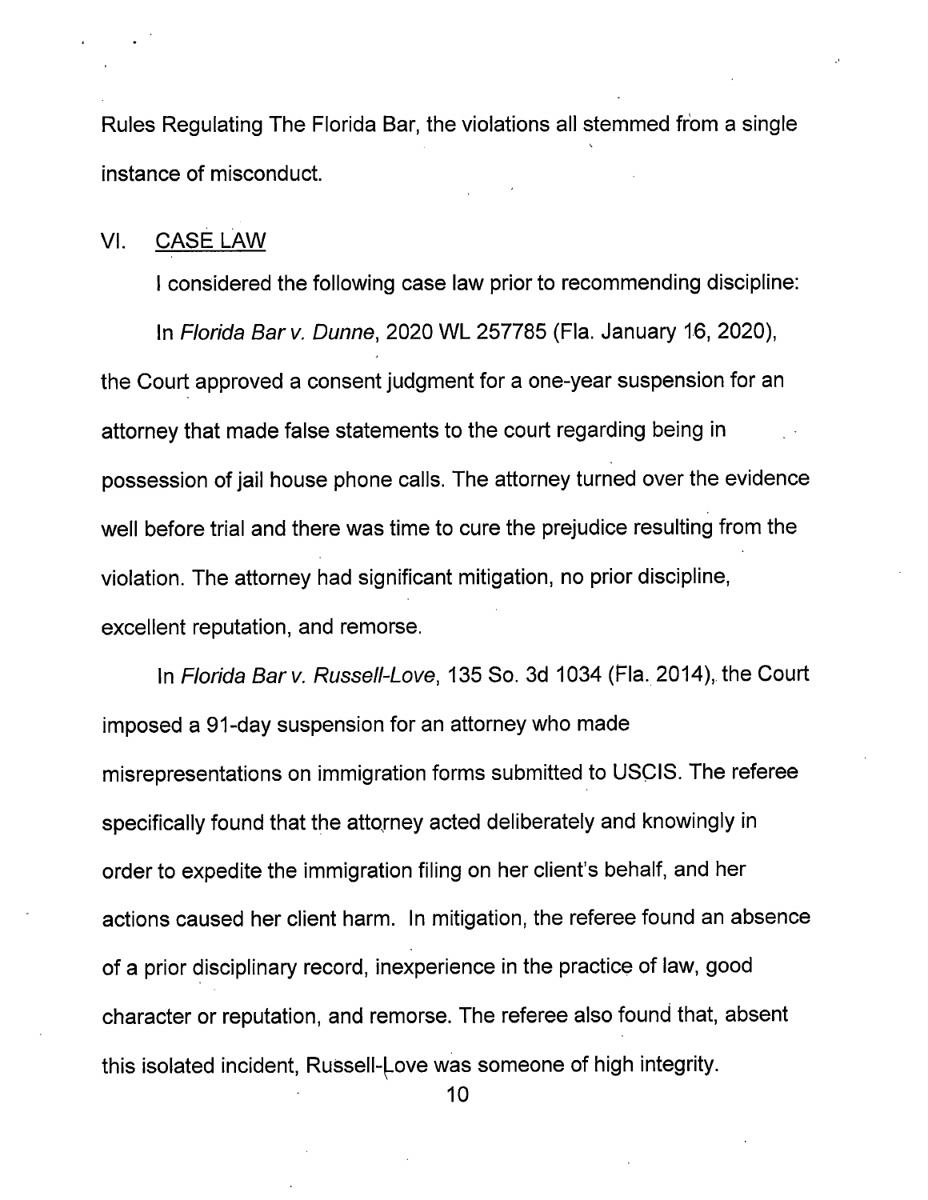Rules Regulating The Florida Bar, the violations all stemmed from a single instance of misconduct.

## VI. CASE LAW

I considered the following case law prior to recommending discipline:

In *Florida Bar v. Dunne*, 2020 WL 257785 (Fla. January 16, 2020), the Court approved a consent judgment for a one-year suspension for an attorney that made false statements to the court regarding being in possession of jail house phone calls. The attorney turned over the evidence well before trial and there was time to cure the prejudice resulting from the violation. The attorney had significant mitigation, no prior discipline, excellent reputation, and remorse.

In *Florida Bar v. Russell-Love*, 135 So. 3d 1034 (Fla. 2014), the Court imposed a 91-day suspension for an attorney who made misrepresentations on immigration forms submitted to USCIS. The referee specifically found that the attorney acted deliberately and knowingly in order to expedite the immigration filing on her client's behalf, and her actions caused her client harm. In mitigation, the referee found an absence of a prior disciplinary record, inexperience in the practice of law, good character or reputation, and remorse. The referee also found that, absent this isolated incident, Russell-Love was someone of high integrity.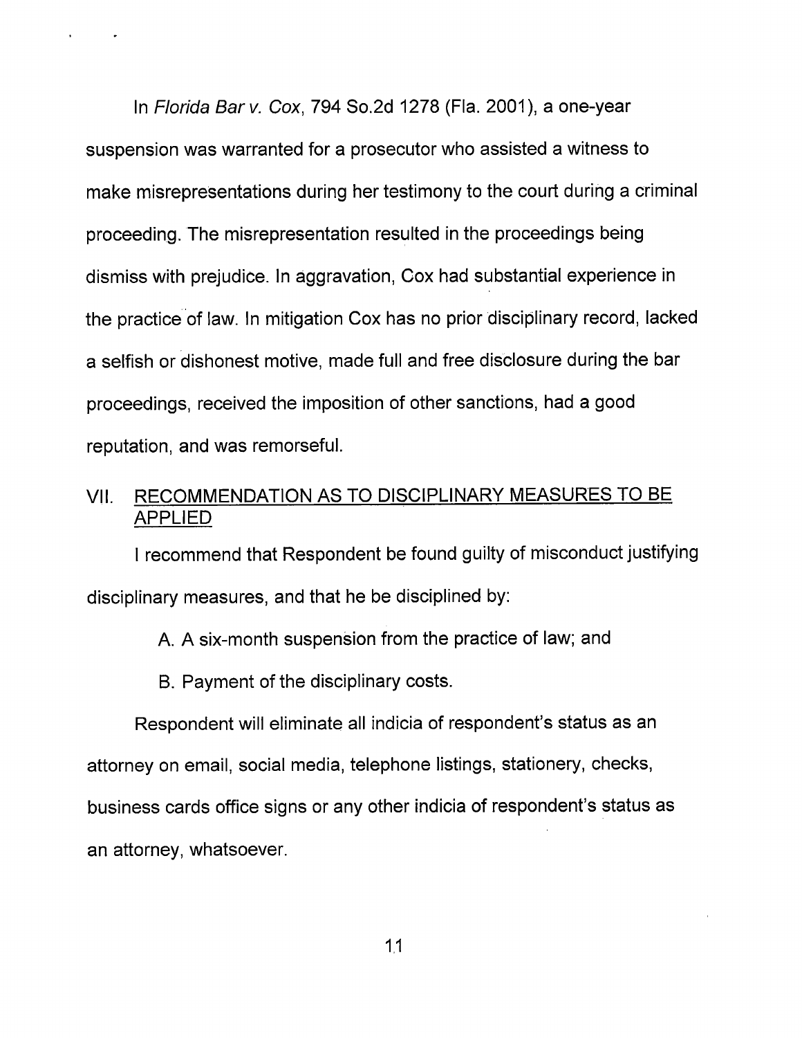In *Florida Bar v. Cox*, 794 So.2d 1278 (Fla. 2001), a one-year suspension was warranted for a prosecutor who assisted a witness to make misrepresentations during her testimony to the court during a criminal proceeding. The misrepresentation resulted in the proceedings being dismiss with prejudice. In aggravation, Cox had substantial experience in the practice of law. In mitigation Cox has no prior disciplinary record, lacked a selfish or dishonest motive, made full and free disclosure during the bar proceedings, received the imposition of other sanctions, had a good reputation, and was remorseful.

## VII. RECOMMENDATION AS TO DISCIPLINARY MEASURES TO BE APPLIED

I recommend that Respondent be found guilty of misconduct justifying disciplinary measures, and that he be disciplined by:

A. A six-month suspension from the practice of law; and

B. Payment of the disciplinary costs.

Respondent will eliminate all indicia of respondent's status as an attorney on email, social media, telephone listings, stationery, checks, business cards office signs or any other indicia of respondent's status as an attorney, whatsoever.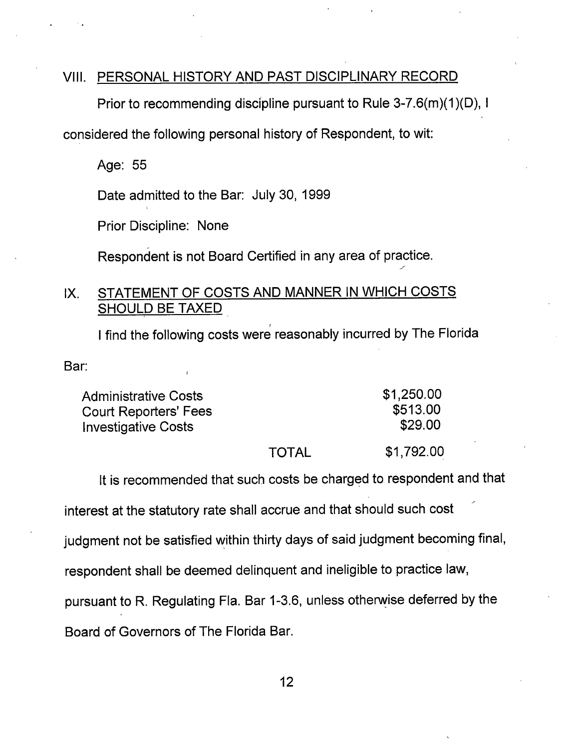## VIII. PERSONAL HISTORY AND PAST DISCIPLINARY RECORD

Prior to recommending discipline pursuant to Rule 3-7.6(m)(1)(D), I considered the following personal history of Respondent, to wit:

Age: 55

Date admitted to the Bar: July 30, 1999

Prior Discipline: None

Respondent is not Board Certified in any area of practice.

## IX. STATEMENT OF COSTS AND MANNER IN WHICH COSTS SHOULD BE TAXED

I find the following costs were reasonably incurred by The Florida Bar:

| | | |
|---|---|---|
| Administrative Costs | | $1,250.00 |
| Court Reporters' Fees | | $513.00 |
| Investigative Costs | | $29.00 |
| | TOTAL | $1,792.00 |

It is recommended that such costs be charged to respondent and that interest at the statutory rate shall accrue and that should such cost judgment not be satisfied within thirty days of said judgment becoming final, respondent shall be deemed delinquent and ineligible to practice law, pursuant to R. Regulating Fla. Bar 1-3.6, unless otherwise deferred by the Board of Governors of The Florida Bar.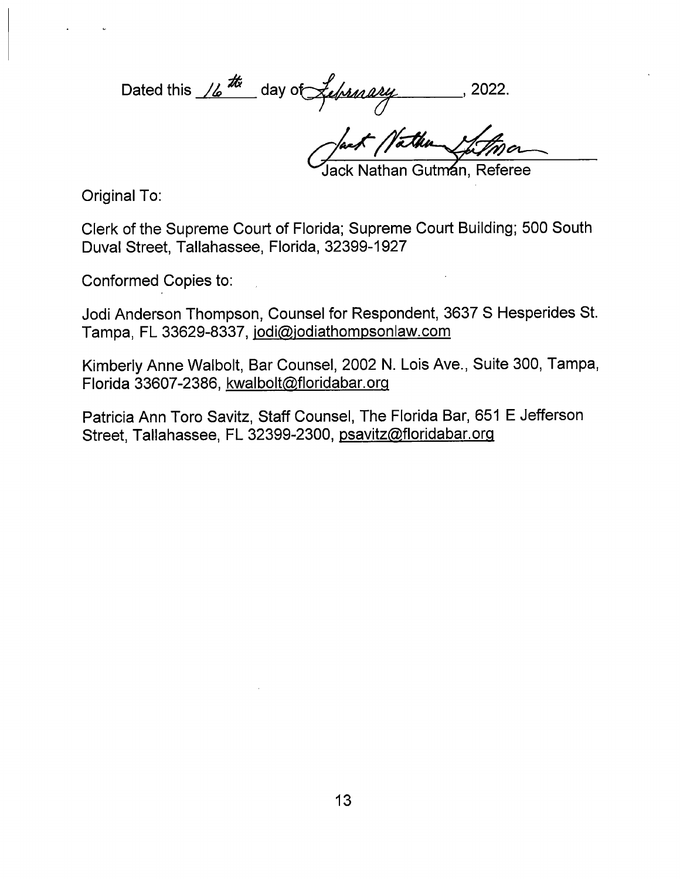Dated this 16th day of February, 2022.

Jack Nathan Gutman, Referee

Original To:

Clerk of the Supreme Court of Florida; Supreme Court Building; 500 South Duval Street, Tallahassee, Florida, 32399-1927

Conformed Copies to:

Jodi Anderson Thompson, Counsel for Respondent, 3637 S Hesperides St. Tampa, FL 33629-8337, jodi@jodiathompsonlaw.com

Kimberly Anne Walbolt, Bar Counsel, 2002 N. Lois Ave., Suite 300, Tampa, Florida 33607-2386, kwalbolt@floridabar.org

Patricia Ann Toro Savitz, Staff Counsel, The Florida Bar, 651 E Jefferson Street, Tallahassee, FL 32399-2300, psavitz@floridabar.org